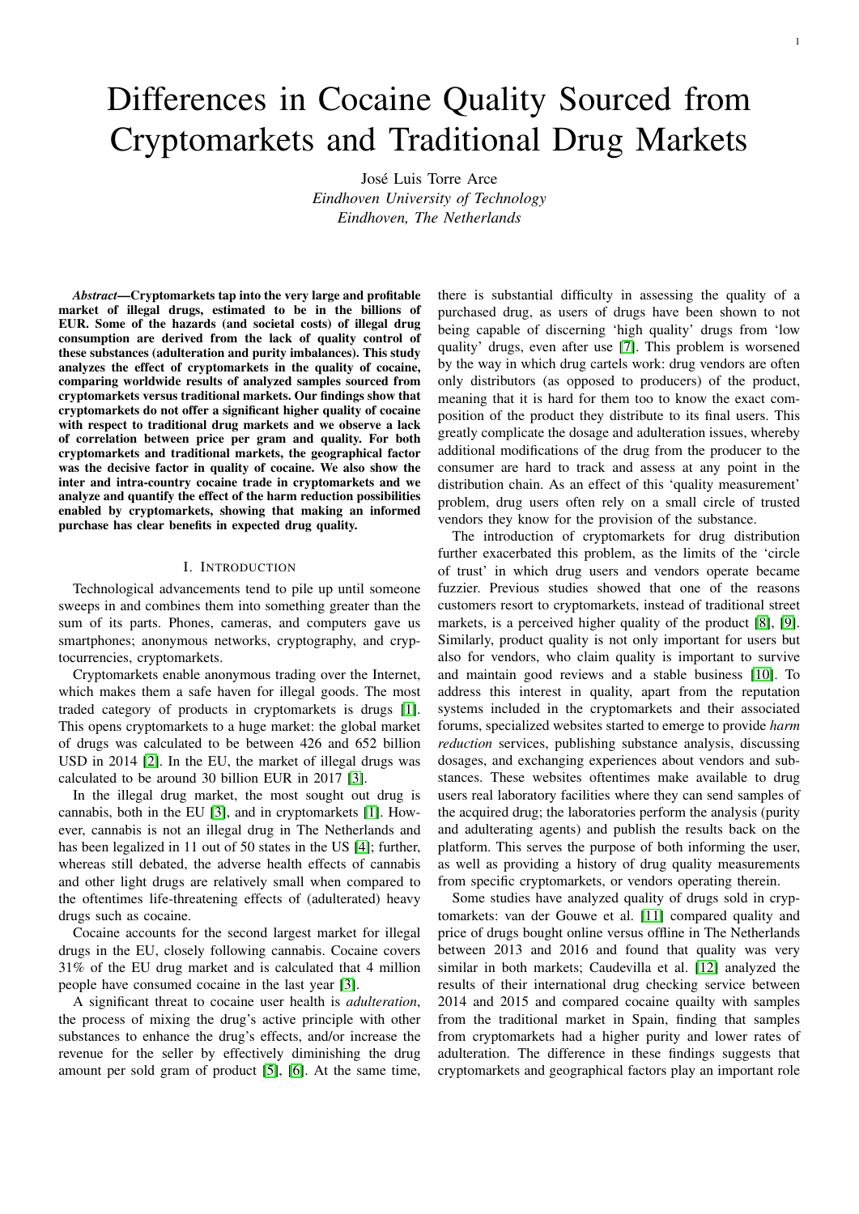# Differences in Cocaine Quality Sourced from Cryptomarkets and Traditional Drug Markets

José Luis Torre Arce
*Eindhoven University of Technology*
*Eindhoven, The Netherlands*

***Abstract*—Cryptomarkets tap into the very large and profitable market of illegal drugs, estimated to be in the billions of EUR. Some of the hazards (and societal costs) of illegal drug consumption are derived from the lack of quality control of these substances (adulteration and purity imbalances). This study analyzes the effect of cryptomarkets in the quality of cocaine, comparing worldwide results of analyzed samples sourced from cryptomarkets versus traditional markets. Our findings show that cryptomarkets do not offer a significant higher quality of cocaine with respect to traditional drug markets and we observe a lack of correlation between price per gram and quality. For both cryptomarkets and traditional markets, the geographical factor was the decisive factor in quality of cocaine. We also show the inter and intra-country cocaine trade in cryptomarkets and we analyze and quantify the effect of the harm reduction possibilities enabled by cryptomarkets, showing that making an informed purchase has clear benefits in expected drug quality.**

## I. Introduction

Technological advancements tend to pile up until someone sweeps in and combines them into something greater than the sum of its parts. Phones, cameras, and computers gave us smartphones; anonymous networks, cryptography, and cryptocurrencies, cryptomarkets.

Cryptomarkets enable anonymous trading over the Internet, which makes them a safe haven for illegal goods. The most traded category of products in cryptomarkets is drugs [1]. This opens cryptomarkets to a huge market: the global market of drugs was calculated to be between 426 and 652 billion USD in 2014 [2]. In the EU, the market of illegal drugs was calculated to be around 30 billion EUR in 2017 [3].

In the illegal drug market, the most sought out drug is cannabis, both in the EU [3], and in cryptomarkets [1]. However, cannabis is not an illegal drug in The Netherlands and has been legalized in 11 out of 50 states in the US [4]; further, whereas still debated, the adverse health effects of cannabis and other light drugs are relatively small when compared to the oftentimes life-threatening effects of (adulterated) heavy drugs such as cocaine.

Cocaine accounts for the second largest market for illegal drugs in the EU, closely following cannabis. Cocaine covers 31% of the EU drug market and is calculated that 4 million people have consumed cocaine in the last year [3].

A significant threat to cocaine user health is *adulteration*, the process of mixing the drug's active principle with other substances to enhance the drug's effects, and/or increase the revenue for the seller by effectively diminishing the drug amount per sold gram of product [5], [6]. At the same time, there is substantial difficulty in assessing the quality of a purchased drug, as users of drugs have been shown to not being capable of discerning 'high quality' drugs from 'low quality' drugs, even after use [7]. This problem is worsened by the way in which drug cartels work: drug vendors are often only distributors (as opposed to producers) of the product, meaning that it is hard for them too to know the exact composition of the product they distribute to its final users. This greatly complicate the dosage and adulteration issues, whereby additional modifications of the drug from the producer to the consumer are hard to track and assess at any point in the distribution chain. As an effect of this 'quality measurement' problem, drug users often rely on a small circle of trusted vendors they know for the provision of the substance.

The introduction of cryptomarkets for drug distribution further exacerbated this problem, as the limits of the 'circle of trust' in which drug users and vendors operate became fuzzier. Previous studies showed that one of the reasons customers resort to cryptomarkets, instead of traditional street markets, is a perceived higher quality of the product [8], [9]. Similarly, product quality is not only important for users but also for vendors, who claim quality is important to survive and maintain good reviews and a stable business [10]. To address this interest in quality, apart from the reputation systems included in the cryptomarkets and their associated forums, specialized websites started to emerge to provide *harm reduction* services, publishing substance analysis, discussing dosages, and exchanging experiences about vendors and substances. These websites oftentimes make available to drug users real laboratory facilities where they can send samples of the acquired drug; the laboratories perform the analysis (purity and adulterating agents) and publish the results back on the platform. This serves the purpose of both informing the user, as well as providing a history of drug quality measurements from specific cryptomarkets, or vendors operating therein.

Some studies have analyzed quality of drugs sold in cryptomarkets: van der Gouwe et al. [11] compared quality and price of drugs bought online versus offline in The Netherlands between 2013 and 2016 and found that quality was very similar in both markets; Caudevilla et al. [12] analyzed the results of their international drug checking service between 2014 and 2015 and compared cocaine quailty with samples from the traditional market in Spain, finding that samples from cryptomarkets had a higher purity and lower rates of adulteration. The difference in these findings suggests that cryptomarkets and geographical factors play an important role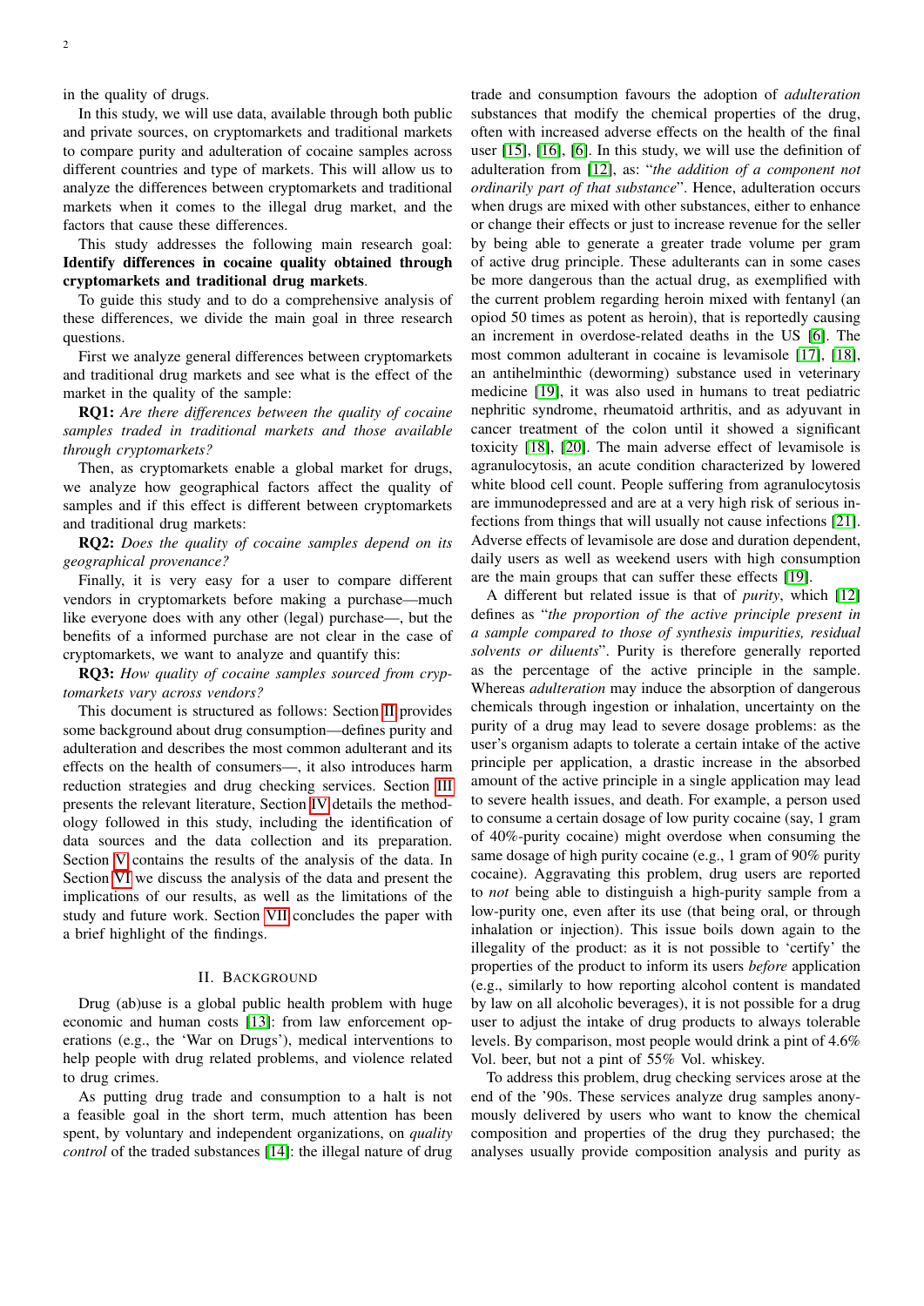in the quality of drugs.

In this study, we will use data, available through both public and private sources, on cryptomarkets and traditional markets to compare purity and adulteration of cocaine samples across different countries and type of markets. This will allow us to analyze the differences between cryptomarkets and traditional markets when it comes to the illegal drug market, and the factors that cause these differences.

This study addresses the following main research goal: **Identify differences in cocaine quality obtained through cryptomarkets and traditional drug markets**.

To guide this study and to do a comprehensive analysis of these differences, we divide the main goal in three research questions.

First we analyze general differences between cryptomarkets and traditional drug markets and see what is the effect of the market in the quality of the sample:

**RQ1:** *Are there differences between the quality of cocaine samples traded in traditional markets and those available through cryptomarkets?*

Then, as cryptomarkets enable a global market for drugs, we analyze how geographical factors affect the quality of samples and if this effect is different between cryptomarkets and traditional drug markets:

**RQ2:** *Does the quality of cocaine samples depend on its geographical provenance?*

Finally, it is very easy for a user to compare different vendors in cryptomarkets before making a purchase—much like everyone does with any other (legal) purchase—, but the benefits of a informed purchase are not clear in the case of cryptomarkets, we want to analyze and quantify this:

**RQ3:** *How quality of cocaine samples sourced from cryptomarkets vary across vendors?*

This document is structured as follows: Section II provides some background about drug consumption—defines purity and adulteration and describes the most common adulterant and its effects on the health of consumers—, it also introduces harm reduction strategies and drug checking services. Section III presents the relevant literature, Section IV details the methodology followed in this study, including the identification of data sources and the data collection and its preparation. Section V contains the results of the analysis of the data. In Section VI we discuss the analysis of the data and present the implications of our results, as well as the limitations of the study and future work. Section VII concludes the paper with a brief highlight of the findings.

## II. Background

Drug (ab)use is a global public health problem with huge economic and human costs [13]: from law enforcement operations (e.g., the 'War on Drugs'), medical interventions to help people with drug related problems, and violence related to drug crimes.

As putting drug trade and consumption to a halt is not a feasible goal in the short term, much attention has been spent, by voluntary and independent organizations, on *quality control* of the traded substances [14]: the illegal nature of drug trade and consumption favours the adoption of *adulteration* substances that modify the chemical properties of the drug, often with increased adverse effects on the health of the final user [15], [16], [6]. In this study, we will use the definition of adulteration from [12], as: "*the addition of a component not ordinarily part of that substance*". Hence, adulteration occurs when drugs are mixed with other substances, either to enhance or change their effects or just to increase revenue for the seller by being able to generate a greater trade volume per gram of active drug principle. These adulterants can in some cases be more dangerous than the actual drug, as exemplified with the current problem regarding heroin mixed with fentanyl (an opiod 50 times as potent as heroin), that is reportedly causing an increment in overdose-related deaths in the US [6]. The most common adulterant in cocaine is levamisole [17], [18], an antihelminthic (deworming) substance used in veterinary medicine [19], it was also used in humans to treat pediatric nephritic syndrome, rheumatoid arthritis, and as adyuvant in cancer treatment of the colon until it showed a significant toxicity [18], [20]. The main adverse effect of levamisole is agranulocytosis, an acute condition characterized by lowered white blood cell count. People suffering from agranulocytosis are immunodepressed and are at a very high risk of serious infections from things that will usually not cause infections [21]. Adverse effects of levamisole are dose and duration dependent, daily users as well as weekend users with high consumption are the main groups that can suffer these effects [19].

A different but related issue is that of *purity*, which [12] defines as "*the proportion of the active principle present in a sample compared to those of synthesis impurities, residual solvents or diluents*". Purity is therefore generally reported as the percentage of the active principle in the sample. Whereas *adulteration* may induce the absorption of dangerous chemicals through ingestion or inhalation, uncertainty on the purity of a drug may lead to severe dosage problems: as the user's organism adapts to tolerate a certain intake of the active principle per application, a drastic increase in the absorbed amount of the active principle in a single application may lead to severe health issues, and death. For example, a person used to consume a certain dosage of low purity cocaine (say, 1 gram of 40%-purity cocaine) might overdose when consuming the same dosage of high purity cocaine (e.g., 1 gram of 90% purity cocaine). Aggravating this problem, drug users are reported to *not* being able to distinguish a high-purity sample from a low-purity one, even after its use (that being oral, or through inhalation or injection). This issue boils down again to the illegality of the product: as it is not possible to 'certify' the properties of the product to inform its users *before* application (e.g., similarly to how reporting alcohol content is mandated by law on all alcoholic beverages), it is not possible for a drug user to adjust the intake of drug products to always tolerable levels. By comparison, most people would drink a pint of 4.6% Vol. beer, but not a pint of 55% Vol. whiskey.

To address this problem, drug checking services arose at the end of the '90s. These services analyze drug samples anonymously delivered by users who want to know the chemical composition and properties of the drug they purchased; the analyses usually provide composition analysis and purity as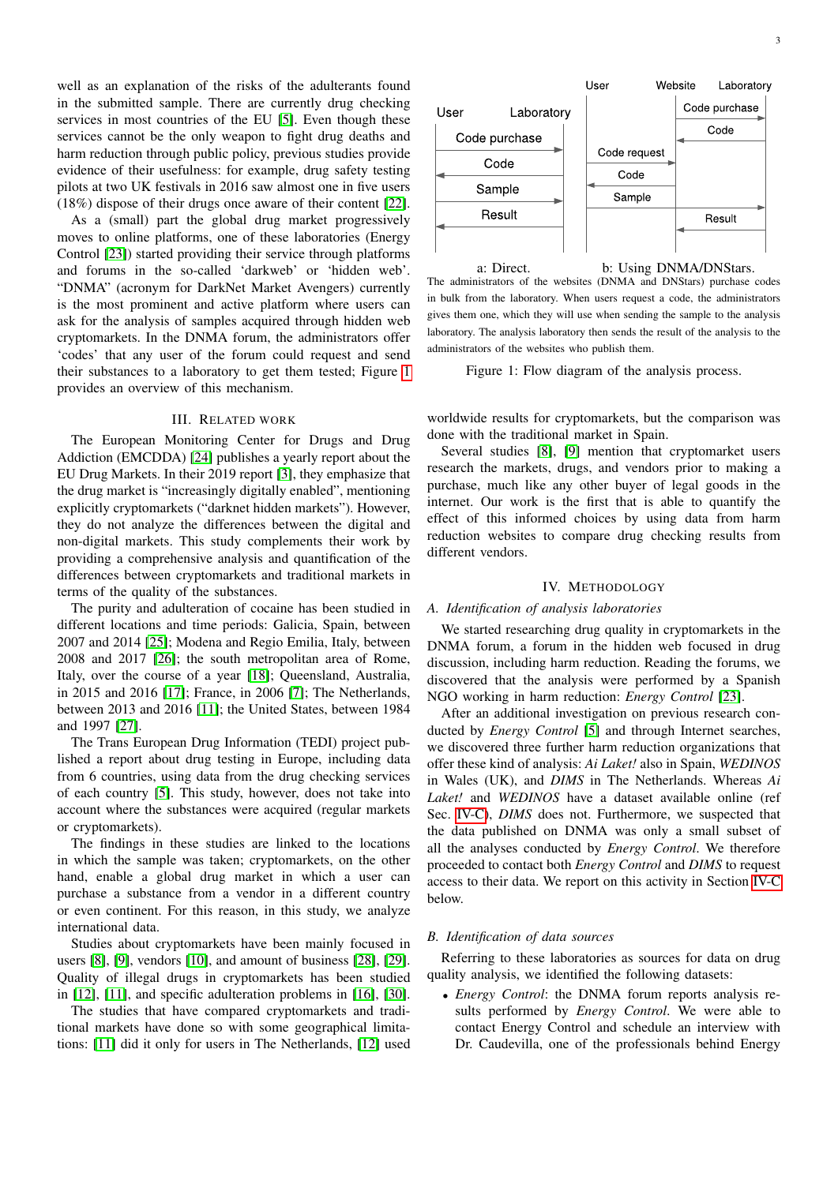well as an explanation of the risks of the adulterants found in the submitted sample. There are currently drug checking services in most countries of the EU [5]. Even though these services cannot be the only weapon to fight drug deaths and harm reduction through public policy, previous studies provide evidence of their usefulness: for example, drug safety testing pilots at two UK festivals in 2016 saw almost one in five users (18%) dispose of their drugs once aware of their content [22].

As a (small) part the global drug market progressively moves to online platforms, one of these laboratories (Energy Control [23]) started providing their service through platforms and forums in the so-called 'darkweb' or 'hidden web'. "DNMA" (acronym for DarkNet Market Avengers) currently is the most prominent and active platform where users can ask for the analysis of samples acquired through hidden web cryptomarkets. In the DNMA forum, the administrators offer 'codes' that any user of the forum could request and send their substances to a laboratory to get them tested; Figure 1 provides an overview of this mechanism.

User — Laboratory: Code purchase →; ← Code; Sample →; ← Result

a: Direct.

User — Website — Laboratory: Code purchase (Website → Laboratory); Code (Laboratory → Website); Code request (User → Website); Code (Website → User); Sample (User → Laboratory); Result (Laboratory → Website)

b: Using DNMA/DNStars.

The administrators of the websites (DNMA and DNStars) purchase codes in bulk from the laboratory. When users request a code, the administrators gives them one, which they will use when sending the sample to the analysis laboratory. The analysis laboratory then sends the result of the analysis to the administrators of the websites who publish them.

Figure 1: Flow diagram of the analysis process.

## III. Related work

The European Monitoring Center for Drugs and Drug Addiction (EMCDDA) [24] publishes a yearly report about the EU Drug Markets. In their 2019 report [3], they emphasize that the drug market is "increasingly digitally enabled", mentioning explicitly cryptomarkets ("darknet hidden markets"). However, they do not analyze the differences between the digital and non-digital markets. This study complements their work by providing a comprehensive analysis and quantification of the differences between cryptomarkets and traditional markets in terms of the quality of the substances.

The purity and adulteration of cocaine has been studied in different locations and time periods: Galicia, Spain, between 2007 and 2014 [25]; Modena and Regio Emilia, Italy, between 2008 and 2017 [26]; the south metropolitan area of Rome, Italy, over the course of a year [18]; Queensland, Australia, in 2015 and 2016 [17]; France, in 2006 [7]; The Netherlands, between 2013 and 2016 [11]; the United States, between 1984 and 1997 [27].

The Trans European Drug Information (TEDI) project published a report about drug testing in Europe, including data from 6 countries, using data from the drug checking services of each country [5]. This study, however, does not take into account where the substances were acquired (regular markets or cryptomarkets).

The findings in these studies are linked to the locations in which the sample was taken; cryptomarkets, on the other hand, enable a global drug market in which a user can purchase a substance from a vendor in a different country or even continent. For this reason, in this study, we analyze international data.

Studies about cryptomarkets have been mainly focused in users [8], [9], vendors [10], and amount of business [28], [29]. Quality of illegal drugs in cryptomarkets has been studied in [12], [11], and specific adulteration problems in [16], [30].

The studies that have compared cryptomarkets and traditional markets have done so with some geographical limitations: [11] did it only for users in The Netherlands, [12] used worldwide results for cryptomarkets, but the comparison was done with the traditional market in Spain.

Several studies [8], [9] mention that cryptomarket users research the markets, drugs, and vendors prior to making a purchase, much like any other buyer of legal goods in the internet. Our work is the first that is able to quantify the effect of this informed choices by using data from harm reduction websites to compare drug checking results from different vendors.

## IV. Methodology

### A. Identification of analysis laboratories

We started researching drug quality in cryptomarkets in the DNMA forum, a forum in the hidden web focused in drug discussion, including harm reduction. Reading the forums, we discovered that the analysis were performed by a Spanish NGO working in harm reduction: *Energy Control* [23].

After an additional investigation on previous research conducted by *Energy Control* [5] and through Internet searches, we discovered three further harm reduction organizations that offer these kind of analysis: *Ai Laket!* also in Spain, *WEDINOS* in Wales (UK), and *DIMS* in The Netherlands. Whereas *Ai Laket!* and *WEDINOS* have a dataset available online (ref Sec. IV-C), *DIMS* does not. Furthermore, we suspected that the data published on DNMA was only a small subset of all the analyses conducted by *Energy Control*. We therefore proceeded to contact both *Energy Control* and *DIMS* to request access to their data. We report on this activity in Section IV-C below.

### B. Identification of data sources

Referring to these laboratories as sources for data on drug quality analysis, we identified the following datasets:

- *Energy Control*: the DNMA forum reports analysis results performed by *Energy Control*. We were able to contact Energy Control and schedule an interview with Dr. Caudevilla, one of the professionals behind Energy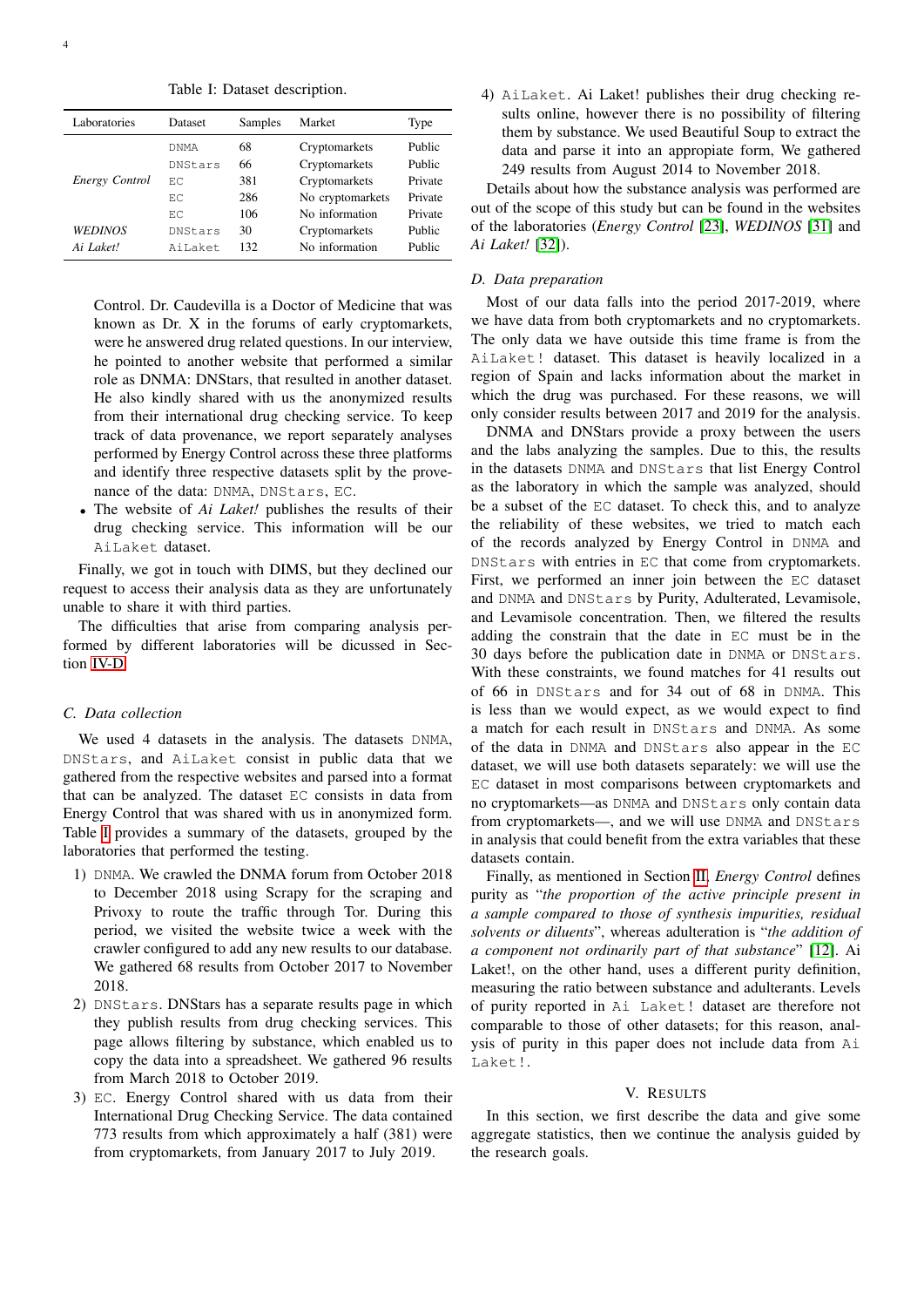Table I: Dataset description.

| Laboratories | Dataset | Samples | Market | Type |
|---|---|---|---|---|
| *Energy Control* | DNMA | 68 | Cryptomarkets | Public |
| | DNStars | 66 | Cryptomarkets | Public |
| | EC | 381 | Cryptomarkets | Private |
| | EC | 286 | No cryptomarkets | Private |
| | EC | 106 | No information | Private |
| *WEDINOS* | DNStars | 30 | Cryptomarkets | Public |
| *Ai Laket!* | AiLaket | 132 | No information | Public |

Control. Dr. Caudevilla is a Doctor of Medicine that was known as Dr. X in the forums of early cryptomarkets, were he answered drug related questions. In our interview, he pointed to another website that performed a similar role as DNMA: DNStars, that resulted in another dataset. He also kindly shared with us the anonymized results from their international drug checking service. To keep track of data provenance, we report separately analyses performed by Energy Control across these three platforms and identify three respective datasets split by the provenance of the data: DNMA, DNStars, EC.

- The website of *Ai Laket!* publishes the results of their drug checking service. This information will be our AiLaket dataset.

Finally, we got in touch with DIMS, but they declined our request to access their analysis data as they are unfortunately unable to share it with third parties.

The difficulties that arise from comparing analysis performed by different laboratories will be dicussed in Section IV-D.

### C. Data collection

We used 4 datasets in the analysis. The datasets DNMA, DNStars, and AiLaket consist in public data that we gathered from the respective websites and parsed into a format that can be analyzed. The dataset EC consists in data from Energy Control that was shared with us in anonymized form. Table I provides a summary of the datasets, grouped by the laboratories that performed the testing.

1) DNMA. We crawled the DNMA forum from October 2018 to December 2018 using Scrapy for the scraping and Privoxy to route the traffic through Tor. During this period, we visited the website twice a week with the crawler configured to add any new results to our database. We gathered 68 results from October 2017 to November 2018.
2) DNStars. DNStars has a separate results page in which they publish results from drug checking services. This page allows filtering by substance, which enabled us to copy the data into a spreadsheet. We gathered 96 results from March 2018 to October 2019.
3) EC. Energy Control shared with us data from their International Drug Checking Service. The data contained 773 results from which approximately a half (381) were from cryptomarkets, from January 2017 to July 2019.
4) AiLaket. Ai Laket! publishes their drug checking results online, however there is no possibility of filtering them by substance. We used Beautiful Soup to extract the data and parse it into an appropiate form, We gathered 249 results from August 2014 to November 2018.

Details about how the substance analysis was performed are out of the scope of this study but can be found in the websites of the laboratories (*Energy Control* [23], *WEDINOS* [31] and *Ai Laket!* [32]).

### D. Data preparation

Most of our data falls into the period 2017-2019, where we have data from both cryptomarkets and no cryptomarkets. The only data we have outside this time frame is from the AiLaket! dataset. This dataset is heavily localized in a region of Spain and lacks information about the market in which the drug was purchased. For these reasons, we will only consider results between 2017 and 2019 for the analysis.

DNMA and DNStars provide a proxy between the users and the labs analyzing the samples. Due to this, the results in the datasets DNMA and DNStars that list Energy Control as the laboratory in which the sample was analyzed, should be a subset of the EC dataset. To check this, and to analyze the reliability of these websites, we tried to match each of the records analyzed by Energy Control in DNMA and DNStars with entries in EC that come from cryptomarkets. First, we performed an inner join between the EC dataset and DNMA and DNStars by Purity, Adulterated, Levamisole, and Levamisole concentration. Then, we filtered the results adding the constrain that the date in EC must be in the 30 days before the publication date in DNMA or DNStars. With these constraints, we found matches for 41 results out of 66 in DNStars and for 34 out of 68 in DNMA. This is less than we would expect, as we would expect to find a match for each result in DNStars and DNMA. As some of the data in DNMA and DNStars also appear in the EC dataset, we will use both datasets separately: we will use the EC dataset in most comparisons between cryptomarkets and no cryptomarkets—as DNMA and DNStars only contain data from cryptomarkets—, and we will use DNMA and DNStars in analysis that could benefit from the extra variables that these datasets contain.

Finally, as mentioned in Section II, *Energy Control* defines purity as "*the proportion of the active principle present in a sample compared to those of synthesis impurities, residual solvents or dilluents*", whereas adulteration is "*the addition of a component not ordinarily part of that substance*" [12]. Ai Laket!, on the other hand, uses a different purity definition, measuring the ratio between substance and adulterants. Levels of purity reported in Ai Laket! dataset are therefore not comparable to those of other datasets; for this reason, analysis of purity in this paper does not include data from Ai Laket!.

## V. Results

In this section, we first describe the data and give some aggregate statistics, then we continue the analysis guided by the research goals.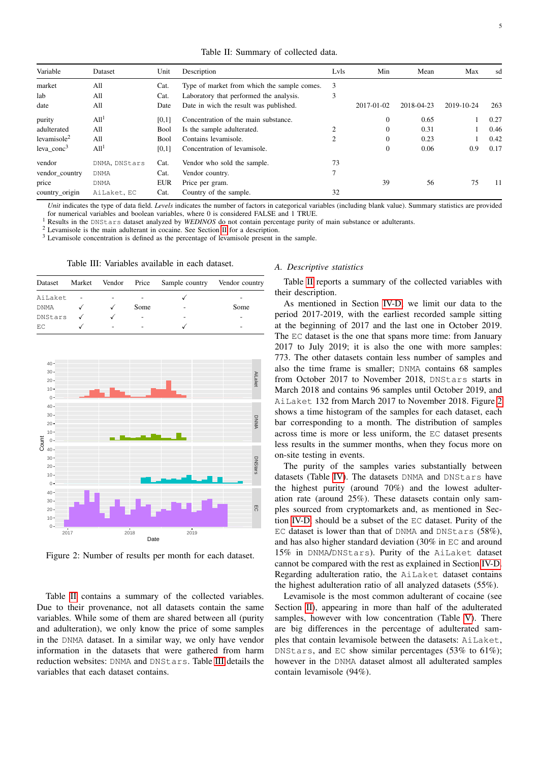Table II: Summary of collected data.

| Variable | Dataset | Unit | Description | Lvls | Min | Mean | Max | sd |
|---|---|---|---|---|---|---|---|---|
| market | All | Cat. | Type of market from which the sample comes. | 3 | | | | |
| lab | All | Cat. | Laboratory that performed the analysis. | 3 | | | | |
| date | All | Date | Date in wich the result was published. | | 2017-01-02 | 2018-04-23 | 2019-10-24 | 263 |
| purity | All[1] | [0,1] | Concentration of the main substance. | | 0 | 0.65 | 1 | 0.27 |
| adulterated | All | Bool | Is the sample adulterated. | 2 | 0 | 0.31 | 1 | 0.46 |
| levamisole[2] | All | Bool | Contains levamisole. | 2 | 0 | 0.23 | 1 | 0.42 |
| leva_conc[3] | All[1] | [0,1] | Concentration of levamisole. | | 0 | 0.06 | 0.9 | 0.17 |
| vendor | DNMA, DNStars | Cat. | Vendor who sold the sample. | 73 | | | | |
| vendor_country | DNMA | Cat. | Vendor country. | 7 | | | | |
| price | DNMA | EUR | Price per gram. | | 39 | 56 | 75 | 11 |
| country_origin | AiLaket, EC | Cat. | Country of the sample. | 32 | | | | |

*Unit* indicates the type of data field. *Levels* indicates the number of factors in categorical variables (including blank value). Summary statistics are provided for numerical variables and boolean variables, where 0 is considered FALSE and 1 TRUE.
[1] Results in the DNStars dataset analyzed by *WEDINOS* do not contain percentage purity of main substance or adulterants.
[2] Levamisole is the main adulterant in cocaine. See Section II for a description.
[3] Levamisole concentration is defined as the percentage of levamisole present in the sample.

Table III: Variables available in each dataset.

| Dataset | Market | Vendor | Price | Sample country | Vendor country |
|---|---|---|---|---|---|
| AiLaket | - | - | - | ✓ | - |
| DNMA | ✓ | ✓ | Some | - | Some |
| DNStars | ✓ | ✓ | - | - | - |
| EC | ✓ | - | - | ✓ | - |

Figure 2: Number of results per month for each dataset.

Table II contains a summary of the collected variables. Due to their provenance, not all datasets contain the same variables. While some of them are shared between all (purity and adulteration), we only know the price of some samples in the DNMA dataset. In a similar way, we only have vendor information in the datasets that were gathered from harm reduction websites: DNMA and DNStars. Table III details the variables that each dataset contains.

### A. Descriptive statistics

Table II reports a summary of the collected variables with their description.

As mentioned in Section IV-D, we limit our data to the period 2017-2019, with the earliest recorded sample sitting at the beginning of 2017 and the last one in October 2019. The EC dataset is the one that spans more time: from January 2017 to July 2019; it is also the one with more samples: 773. The other datasets contain less number of samples and also the time frame is smaller; DNMA contains 68 samples from October 2017 to November 2018, DNStars starts in March 2018 and contains 96 samples until October 2019, and AiLaket 132 from March 2017 to November 2018. Figure 2 shows a time histogram of the samples for each dataset, each bar corresponding to a month. The distribution of samples across time is more or less uniform, the EC dataset presents less results in the summer months, when they focus more on on-site testing in events.

The purity of the samples varies substantially between datasets (Table IV). The datasets DNMA and DNStars have the highest purity (around 70%) and the lowest adulteration rate (around 25%). These datasets contain only samples sourced from cryptomarkets and, as mentioned in Section IV-D should be a subset of the EC dataset. Purity of the EC dataset is lower than that of DNMA and DNStars (58%), and has also higher standard deviation (30% in EC and around 15% in DNMA/DNStars). Purity of the AiLaket dataset cannot be compared with the rest as explained in Section IV-D. Regarding adulteration ratio, the AiLaket dataset contains the highest adulteration ratio of all analyzed datasets (55%).

Levamisole is the most common adulterant of cocaine (see Section II), appearing in more than half of the adulterated samples, however with low concentration (Table V). There are big differences in the percentage of adulterated samples that contain levamisole between the datasets: AiLaket, DNStars, and EC show similar percentages (53% to 61%); however in the DNMA dataset almost all adulterated samples contain levamisole (94%).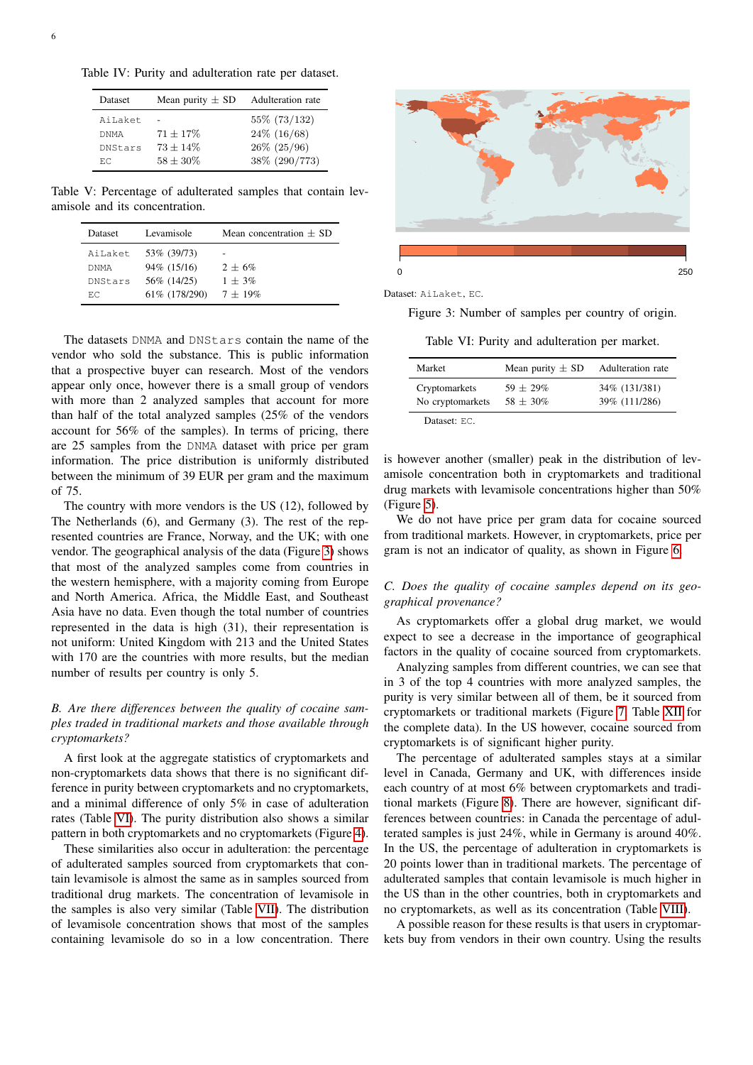Table IV: Purity and adulteration rate per dataset.

| Dataset | Mean purity ± SD | Adulteration rate |
|---|---|---|
| AiLaket | - | 55% (73/132) |
| DNMA | 71 ± 17% | 24% (16/68) |
| DNStars | 73 ± 14% | 26% (25/96) |
| EC | 58 ± 30% | 38% (290/773) |

Table V: Percentage of adulterated samples that contain levamisole and its concentration.

| Dataset | Levamisole | Mean concentration ± SD |
|---|---|---|
| AiLaket | 53% (39/73) | - |
| DNMA | 94% (15/16) | 2 ± 6% |
| DNStars | 56% (14/25) | 1 ± 3% |
| EC | 61% (178/290) | 7 ± 19% |

The datasets DNMA and DNStars contain the name of the vendor who sold the substance. This is public information that a prospective buyer can research. Most of the vendors appear only once, however there is a small group of vendors with more than 2 analyzed samples that account for more than half of the total analyzed samples (25% of the vendors account for 56% of the samples). In terms of pricing, there are 25 samples from the DNMA dataset with price per gram information. The price distribution is uniformly distributed between the minimum of 39 EUR per gram and the maximum of 75.

The country with more vendors is the US (12), followed by The Netherlands (6), and Germany (3). The rest of the represented countries are France, Norway, and the UK; with one vendor. The geographical analysis of the data (Figure 3) shows that most of the analyzed samples come from countries in the western hemisphere, with a majority coming from Europe and North America. Africa, the Middle East, and Southeast Asia have no data. Even though the total number of countries represented in the data is high (31), their representation is not uniform: United Kingdom with 213 and the United States with 170 are the countries with more results, but the median number of results per country is only 5.

### B. Are there differences between the quality of cocaine samples traded in traditional markets and those available through cryptomarkets?

A first look at the aggregate statistics of cryptomarkets and non-cryptomarkets data shows that there is no significant difference in purity between cryptomarkets and no cryptomarkets, and a minimal difference of only 5% in case of adulteration rates (Table VI). The purity distribution also shows a similar pattern in both cryptomarkets and no cryptomarkets (Figure 4).

These similarities also occur in adulteration: the percentage of adulterated samples sourced from cryptomarkets that contain levamisole is almost the same as in samples sourced from traditional drug markets. The concentration of levamisole in the samples is also very similar (Table VII). The distribution of levamisole concentration shows that most of the samples containing levamisole do so in a low concentration. There is however another (smaller) peak in the distribution of levamisole concentration both in cryptomarkets and traditional drug markets with levamisole concentrations higher than 50% (Figure 5).

We do not have price per gram data for cocaine sourced from traditional markets. However, in cryptomarkets, price per gram is not an indicator of quality, as shown in Figure 6.

0 250

Dataset: AiLaket, EC.

Figure 3: Number of samples per country of origin.

Table VI: Purity and adulteration per market.

| Market | Mean purity ± SD | Adulteration rate |
|---|---|---|
| Cryptomarkets | 59 ± 29% | 34% (131/381) |
| No cryptomarkets | 58 ± 30% | 39% (111/286) |

Dataset: EC.

### C. Does the quality of cocaine samples depend on its geographical provenance?

As cryptomarkets offer a global drug market, we would expect to see a decrease in the importance of geographical factors in the quality of cocaine sourced from cryptomarkets.

Analyzing samples from different countries, we can see that in 3 of the top 4 countries with more analyzed samples, the purity is very similar between all of them, be it sourced from cryptomarkets or traditional markets (Figure 7, Table XII for the complete data). In the US however, cocaine sourced from cryptomarkets is of significant higher purity.

The percentage of adulterated samples stays at a similar level in Canada, Germany and UK, with differences inside each country of at most 6% between cryptomarkets and traditional markets (Figure 8). There are however, significant differences between countries: in Canada the percentage of adulterated samples is just 24%, while in Germany is around 40%. In the US, the percentage of adulteration in cryptomarkets is 20 points lower than in traditional markets. The percentage of adulterated samples that contain levamisole is much higher in the US than in the other countries, both in cryptomarkets and no cryptomarkets, as well as its concentration (Table VIII).

A possible reason for these results is that users in cryptomarkets buy from vendors in their own country. Using the results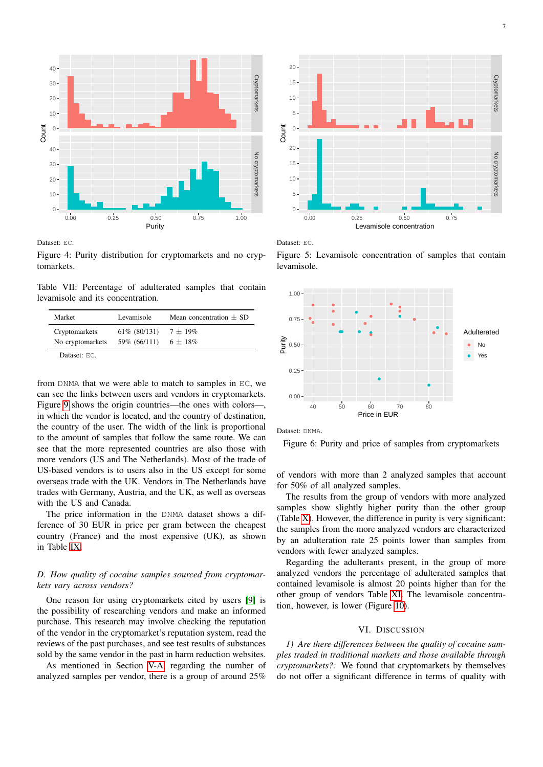Dataset: EC.

Figure 4: Purity distribution for cryptomarkets and no cryptomarkets.

Table VII: Percentage of adulterated samples that contain levamisole and its concentration.

| Market | Levamisole | Mean concentration ± SD |
|---|---|---|
| Cryptomarkets | 61% (80/131) | 7 ± 19% |
| No cryptomarkets | 59% (66/111) | 6 ± 18% |

Dataset: EC.

from DNMA that we were able to match to samples in EC, we can see the links between users and vendors in cryptomarkets. Figure 9 shows the origin countries—the ones with colors—, in which the vendor is located, and the country of destination, the country of the user. The width of the link is proportional to the amount of samples that follow the same route. We can see that the more represented countries are also those with more vendors (US and The Netherlands). Most of the trade of US-based vendors is to users also in the US except for some overseas trade with the UK. Vendors in The Netherlands have trades with Germany, Austria, and the UK, as well as overseas with the US and Canada.

The price information in the DNMA dataset shows a difference of 30 EUR in price per gram between the cheapest country (France) and the most expensive (UK), as shown in Table IX.

### D. How quality of cocaine samples sourced from cryptomarkets vary across vendors?

One reason for using cryptomarkets cited by users [9] is the possibility of researching vendors and make an informed purchase. This research may involve checking the reputation of the vendor in the cryptomarket's reputation system, read the reviews of the past purchases, and see test results of substances sold by the same vendor in the past in harm reduction websites.

As mentioned in Section V-A regarding the number of analyzed samples per vendor, there is a group of around 25%

Dataset: EC.

Figure 5: Levamisole concentration of samples that contain levamisole.

Dataset: DNMA.

Figure 6: Purity and price of samples from cryptomarkets

of vendors with more than 2 analyzed samples that account for 50% of all analyzed samples.

The results from the group of vendors with more analyzed samples show slightly higher purity than the other group (Table X). However, the difference in purity is very significant: the samples from the more analyzed vendors are characterized by an adulteration rate 25 points lower than samples from vendors with fewer analyzed samples.

Regarding the adulterants present, in the group of more analyzed vendors the percentage of adulterated samples that contained levamisole is almost 20 points higher than for the other group of vendors Table XI. The levamisole concentration, however, is lower (Figure 10).

## VI. Discussion

*1) Are there differences between the quality of cocaine samples traded in traditional markets and those available through cryptomarkets?:* We found that cryptomarkets by themselves do not offer a significant difference in terms of quality with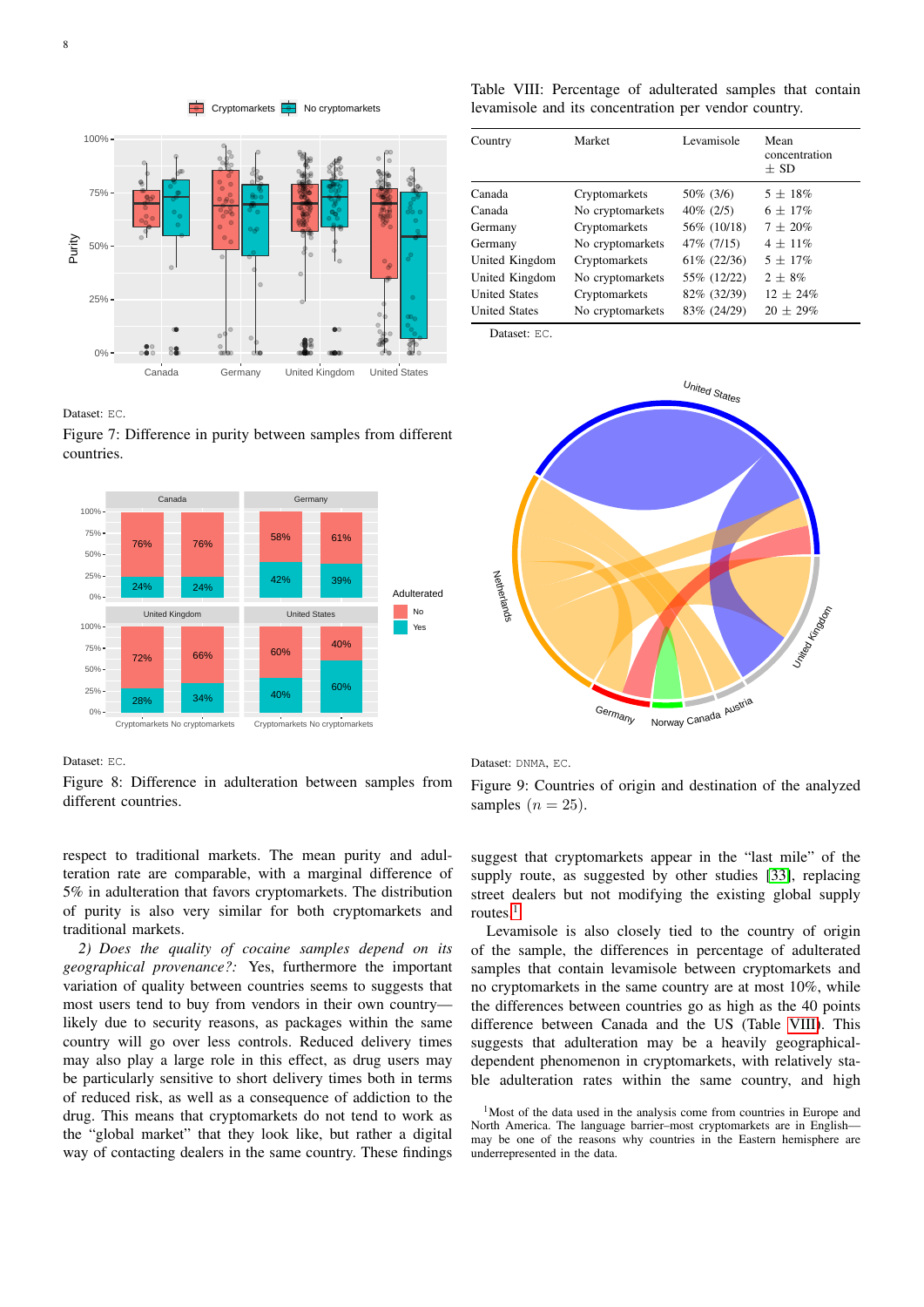Dataset: EC.

Figure 7: Difference in purity between samples from different countries.

Dataset: EC.

Figure 8: Difference in adulteration between samples from different countries.

Table VIII: Percentage of adulterated samples that contain levamisole and its concentration per vendor country.

| Country | Market | Levamisole | Mean concentration ± SD |
|---|---|---|---|
| Canada | Cryptomarkets | 50% (3/6) | 5 ± 18% |
| Canada | No cryptomarkets | 40% (2/5) | 6 ± 17% |
| Germany | Cryptomarkets | 56% (10/18) | 7 ± 20% |
| Germany | No cryptomarkets | 47% (7/15) | 4 ± 11% |
| United Kingdom | Cryptomarkets | 61% (22/36) | 5 ± 17% |
| United Kingdom | No cryptomarkets | 55% (12/22) | 2 ± 8% |
| United States | Cryptomarkets | 82% (32/39) | 12 ± 24% |
| United States | No cryptomarkets | 83% (24/29) | 20 ± 29% |

Dataset: EC.

Dataset: DNMA, EC.

Figure 9: Countries of origin and destination of the analyzed samples ($n = 25$).

respect to traditional markets. The mean purity and adulteration rate are comparable, with a marginal difference of 5% in adulteration that favors cryptomarkets. The distribution of purity is also very similar for both cryptomarkets and traditional markets.

*2) Does the quality of cocaine samples depend on its geographical provenance?:* Yes, furthermore the important variation of quality between countries seems to suggests that most users tend to buy from vendors in their own country—likely due to security reasons, as packages within the same country will go over less controls. Reduced delivery times may also play a large role in this effect, as drug users may be particularly sensitive to short delivery times both in terms of reduced risk, as well as a consequence of addiction to the drug. This means that cryptomarkets do not tend to work as the "global market" that they look like, but rather a digital way of contacting dealers in the same country. These findings suggest that cryptomarkets appear in the "last mile" of the supply route, as suggested by other studies [33], replacing street dealers but not modifying the existing global supply routes.[1]

Levamisole is also closely tied to the country of origin of the sample, the differences in percentage of adulterated samples that contain levamisole between cryptomarkets and no cryptomarkets in the same country are at most 10%, while the differences between countries go as high as the 40 points difference between Canada and the US (Table VIII). This suggests that adulteration may be a heavily geographical-dependent phenomenon in cryptomarkets, with relatively stable adulteration rates within the same country, and high

[1] Most of the data used in the analysis come from countries in Europe and North America. The language barrier–most cryptomarkets are in English—may be one of the reasons why countries in the Eastern hemisphere are underrepresented in the data.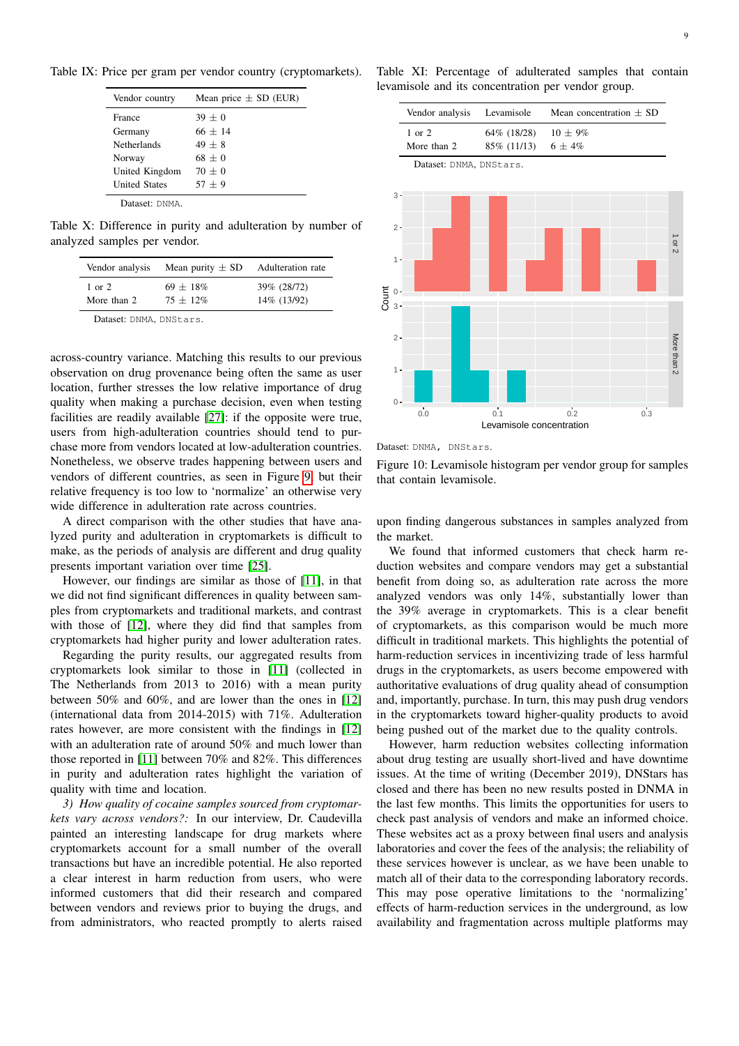Table IX: Price per gram per vendor country (cryptomarkets).

| Vendor country | Mean price ± SD (EUR) |
|---|---|
| France | 39 ± 0 |
| Germany | 66 ± 14 |
| Netherlands | 49 ± 8 |
| Norway | 68 ± 0 |
| United Kingdom | 70 ± 0 |
| United States | 57 ± 9 |

Dataset: DNMA.

Table X: Difference in purity and adulteration by number of analyzed samples per vendor.

| Vendor analysis | Mean purity ± SD | Adulteration rate |
|---|---|---|
| 1 or 2 | 69 ± 18% | 39% (28/72) |
| More than 2 | 75 ± 12% | 14% (13/92) |

Dataset: DNMA, DNStars.

across-country variance. Matching this results to our previous observation on drug provenance being often the same as user location, further stresses the low relative importance of drug quality when making a purchase decision, even when testing facilities are readily available [27]: if the opposite were true, users from high-adulteration countries should tend to purchase more from vendors located at low-adulteration countries. Nonetheless, we observe trades happening between users and vendors of different countries, as seen in Figure 9, but their relative frequency is too low to 'normalize' an otherwise very wide difference in adulteration rate across countries.

A direct comparison with the other studies that have analyzed purity and adulteration in cryptomarkets is difficult to make, as the periods of analysis are different and drug quality presents important variation over time [25].

However, our findings are similar as those of [11], in that we did not find significant differences in quality between samples from cryptomarkets and traditional markets, and contrast with those of [12], where they did find that samples from cryptomarkets had higher purity and lower adulteration rates.

Regarding the purity results, our aggregated results from cryptomarkets look similar to those in [11] (collected in The Netherlands from 2013 to 2016) with a mean purity between 50% and 60%, and are lower than the ones in [12] (international data from 2014-2015) with 71%. Adulteration rates however, are more consistent with the findings in [12] with an adulteration rate of around 50% and much lower than those reported in [11] between 70% and 82%. This differences in purity and adulteration rates highlight the variation of quality with time and location.

*3) How quality of cocaine samples sourced from cryptomarkets vary across vendors?:* In our interview, Dr. Caudevilla painted an interesting landscape for drug markets where cryptomarkets account for a small number of the overall transactions but have an incredible potential. He also reported a clear interest in harm reduction from users, who were informed customers that did their research and compared between vendors and reviews prior to buying the drugs, and from administrators, who reacted promptly to alerts raised upon finding dangerous substances in samples analyzed from the market.

Table XI: Percentage of adulterated samples that contain levamisole and its concentration per vendor group.

| Vendor analysis | Levamisole | Mean concentration ± SD |
|---|---|---|
| 1 or 2 | 64% (18/28) | 10 ± 9% |
| More than 2 | 85% (11/13) | 6 ± 4% |

Dataset: DNMA, DNStars.

Dataset: DNMA, DNStars.

Figure 10: Levamisole histogram per vendor group for samples that contain levamisole.

We found that informed customers that check harm reduction websites and compare vendors may get a substantial benefit from doing so, as adulteration rate across the more analyzed vendors was only 14%, substantially lower than the 39% average in cryptomarkets. This is a clear benefit of cryptomarkets, as this comparison would be much more difficult in traditional markets. This highlights the potential of harm-reduction services in incentivizing trade of less harmful drugs in the cryptomarkets, as users become empowered with authoritative evaluations of drug quality ahead of consumption and, importantly, purchase. In turn, this may push drug vendors in the cryptomarkets toward higher-quality products to avoid being pushed out of the market due to the quality controls.

However, harm reduction websites collecting information about drug testing are usually short-lived and have downtime issues. At the time of writing (December 2019), DNStars has closed and there has been no new results posted in DNMA in the last few months. This limits the opportunities for users to check past analysis of vendors and make an informed choice. These websites act as a proxy between final users and analysis laboratories and cover the fees of the analysis; the reliability of these services however is unclear, as we have been unable to match all of their data to the corresponding laboratory records. This may pose operative limitations to the 'normalizing' effects of harm-reduction services in the underground, as low availability and fragmentation across multiple platforms may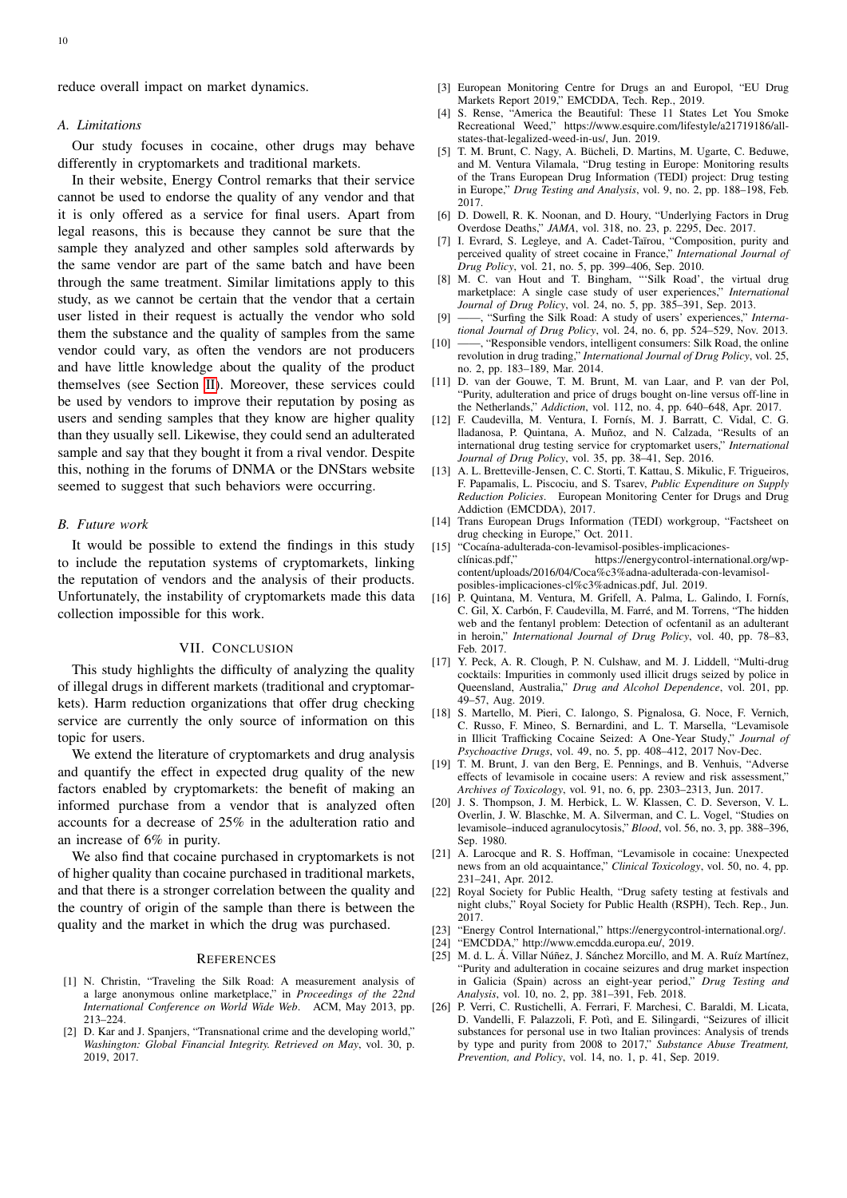reduce overall impact on market dynamics.

### A. Limitations

Our study focuses in cocaine, other drugs may behave differently in cryptomarkets and traditional markets.

In their website, Energy Control remarks that their service cannot be used to endorse the quality of any vendor and that it is only offered as a service for final users. Apart from legal reasons, this is because they cannot be sure that the sample they analyzed and other samples sold afterwards by the same vendor are part of the same batch and have been through the same treatment. Similar limitations apply to this study, as we cannot be certain that the vendor that a certain user listed in their request is actually the vendor who sold them the substance and the quality of samples from the same vendor could vary, as often the vendors are not producers and have little knowledge about the quality of the product themselves (see Section II). Moreover, these services could be used by vendors to improve their reputation by posing as users and sending samples that they know are higher quality than they usually sell. Likewise, they could send an adulterated sample and say that they bought it from a rival vendor. Despite this, nothing in the forums of DNMA or the DNStars website seemed to suggest that such behaviors were occurring.

### B. Future work

It would be possible to extend the findings in this study to include the reputation systems of cryptomarkets, linking the reputation of vendors and the analysis of their products. Unfortunately, the instability of cryptomarkets made this data collection impossible for this work.

## VII. Conclusion

This study highlights the difficulty of analyzing the quality of illegal drugs in different markets (traditional and cryptomarkets). Harm reduction organizations that offer drug checking service are currently the only source of information on this topic for users.

We extend the literature of cryptomarkets and drug analysis and quantify the effect in expected drug quality of the new factors enabled by cryptomarkets: the benefit of making an informed purchase from a vendor that is analyzed often accounts for a decrease of 25% in the adulteration ratio and an increase of 6% in purity.

We also find that cocaine purchased in cryptomarkets is not of higher quality than cocaine purchased in traditional markets, and that there is a stronger correlation between the quality and the country of origin of the sample than there is between the quality and the market in which the drug was purchased.

## References

[1] N. Christin, "Traveling the Silk Road: A measurement analysis of a large anonymous online marketplace," in *Proceedings of the 22nd International Conference on World Wide Web*. ACM, May 2013, pp. 213–224.

[2] D. Kar and J. Spanjers, "Transnational crime and the developing world," *Washington: Global Financial Integrity. Retrieved on May*, vol. 30, p. 2019, 2017.

[3] European Monitoring Centre for Drugs an and Europol, "EU Drug Markets Report 2019," EMCDDA, Tech. Rep., 2019.

[4] S. Rense, "America the Beautiful: These 11 States Let You Smoke Recreational Weed," https://www.esquire.com/lifestyle/a21719186/all-states-that-legalized-weed-in-us/, Jun. 2019.

[5] T. M. Brunt, C. Nagy, A. Bücheli, D. Martins, M. Ugarte, C. Beduwe, and M. Ventura Vilamala, "Drug testing in Europe: Monitoring results of the Trans European Drug Information (TEDI) project: Drug testing in Europe," *Drug Testing and Analysis*, vol. 9, no. 2, pp. 188–198, Feb. 2017.

[6] D. Dowell, R. K. Noonan, and D. Houry, "Underlying Factors in Drug Overdose Deaths," *JAMA*, vol. 318, no. 23, p. 2295, Dec. 2017.

[7] I. Evrard, S. Legleye, and A. Cadet-Taïrou, "Composition, purity and perceived quality of street cocaine in France," *International Journal of Drug Policy*, vol. 21, no. 5, pp. 399–406, Sep. 2010.

[8] M. C. van Hout and T. Bingham, "'Silk Road', the virtual drug marketplace: A single case study of user experiences," *International Journal of Drug Policy*, vol. 24, no. 5, pp. 385–391, Sep. 2013.

[9] ——, "Surfing the Silk Road: A study of users' experiences," *International Journal of Drug Policy*, vol. 24, no. 6, pp. 524–529, Nov. 2013.

[10] ——, "Responsible vendors, intelligent consumers: Silk Road, the online revolution in drug trading," *International Journal of Drug Policy*, vol. 25, no. 2, pp. 183–189, Mar. 2014.

[11] D. van der Gouwe, T. M. Brunt, M. van Laar, and P. van der Pol, "Purity, adulteration and price of drugs bought on-line versus off-line in the Netherlands," *Addiction*, vol. 112, no. 4, pp. 640–648, Apr. 2017.

[12] F. Caudevilla, M. Ventura, I. Fornís, M. J. Barratt, C. Vidal, C. G. lladanosa, P. Quintana, A. Muñoz, and N. Calzada, "Results of an international drug testing service for cryptomarket users," *International Journal of Drug Policy*, vol. 35, pp. 38–41, Sep. 2016.

[13] A. L. Bretteville-Jensen, C. C. Storti, T. Kattau, S. Mikulic, F. Trigueiros, F. Papamalis, L. Piscociu, and S. Tsarev, *Public Expenditure on Supply Reduction Policies*. European Monitoring Center for Drugs and Drug Addiction (EMCDDA), 2017.

[14] Trans European Drugs Information (TEDI) workgroup, "Factsheet on drug checking in Europe," Oct. 2011.

[15] "Cocaína-adulterada-con-levamisol-posibles-implicaciones-clínicas.pdf," https://energycontrol-international.org/wp-content/uploads/2016/04/Coca%c3%adna-adulterada-con-levamisol-posibles-implicaciones-cl%c3%adnicas.pdf, Jul. 2019.

[16] P. Quintana, M. Ventura, M. Grifell, A. Palma, L. Galindo, I. Fornís, C. Gil, X. Carbón, F. Caudevilla, M. Farré, and M. Torrens, "The hidden web and the fentanyl problem: Detection of ocfentanil as an adulterant in heroin," *International Journal of Drug Policy*, vol. 40, pp. 78–83, Feb. 2017.

[17] Y. Peck, A. R. Clough, P. N. Culshaw, and M. J. Liddell, "Multi-drug cocktails: Impurities in commonly used illicit drugs seized by police in Queensland, Australia," *Drug and Alcohol Dependence*, vol. 201, pp. 49–57, Aug. 2019.

[18] S. Martello, M. Pieri, C. Ialongo, S. Pignalosa, G. Noce, F. Vernich, C. Russo, F. Mineo, S. Bernardini, and L. T. Marsella, "Levamisole in Illicit Trafficking Cocaine Seized: A One-Year Study," *Journal of Psychoactive Drugs*, vol. 49, no. 5, pp. 408–412, 2017 Nov-Dec.

[19] T. M. Brunt, J. van den Berg, E. Pennings, and B. Venhuis, "Adverse effects of levamisole in cocaine users: A review and risk assessment," *Archives of Toxicology*, vol. 91, no. 6, pp. 2303–2313, Jun. 2017.

[20] J. S. Thompson, J. M. Herbick, L. W. Klassen, C. D. Severson, V. L. Overlin, J. W. Blaschke, M. A. Silverman, and C. L. Vogel, "Studies on levamisole–induced agranulocytosis," *Blood*, vol. 56, no. 3, pp. 388–396, Sep. 1980.

[21] A. Larocque and R. S. Hoffman, "Levamisole in cocaine: Unexpected news from an old acquaintance," *Clinical Toxicology*, vol. 50, no. 4, pp. 231–241, Apr. 2012.

[22] Royal Society for Public Health, "Drug safety testing at festivals and night clubs," Royal Society for Public Health (RSPH), Tech. Rep., Jun. 2017.

[23] "Energy Control International," https://energycontrol-international.org/.

[24] "EMCDDA," http://www.emcdda.europa.eu/, 2019.

[25] M. d. L. Á. Villar Núñez, J. Sánchez Morcillo, and M. A. Ruíz Martínez, "Purity and adulteration in cocaine seizures and drug market inspection in Galicia (Spain) across an eight-year period," *Drug Testing and Analysis*, vol. 10, no. 2, pp. 381–391, Feb. 2018.

[26] P. Verri, C. Rustichelli, A. Ferrari, F. Marchesi, C. Baraldi, M. Licata, D. Vandelli, F. Palazzoli, F. Potì, and E. Silingardi, "Seizures of illicit substances for personal use in two Italian provinces: Analysis of trends by type and purity from 2008 to 2017," *Substance Abuse Treatment, Prevention, and Policy*, vol. 14, no. 1, p. 41, Sep. 2019.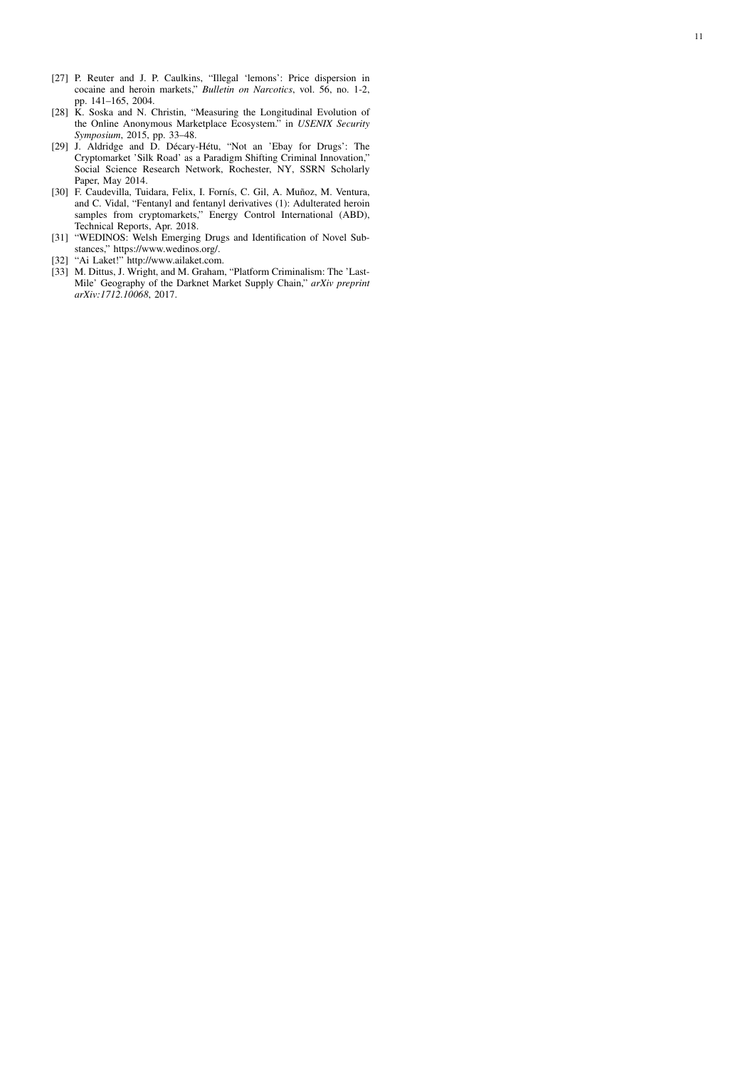[27] P. Reuter and J. P. Caulkins, "Illegal 'lemons': Price dispersion in cocaine and heroin markets," *Bulletin on Narcotics*, vol. 56, no. 1-2, pp. 141–165, 2004.

[28] K. Soska and N. Christin, "Measuring the Longitudinal Evolution of the Online Anonymous Marketplace Ecosystem." in *USENIX Security Symposium*, 2015, pp. 33–48.

[29] J. Aldridge and D. Décary-Hétu, "Not an 'Ebay for Drugs': The Cryptomarket 'Silk Road' as a Paradigm Shifting Criminal Innovation," Social Science Research Network, Rochester, NY, SSRN Scholarly Paper, May 2014.

[30] F. Caudevilla, Tuidara, Felix, I. Fornís, C. Gil, A. Muñoz, M. Ventura, and C. Vidal, "Fentanyl and fentanyl derivatives (1): Adulterated heroin samples from cryptomarkets," Energy Control International (ABD), Technical Reports, Apr. 2018.

[31] "WEDINOS: Welsh Emerging Drugs and Identification of Novel Substances," https://www.wedinos.org/.

[32] "Ai Laket!" http://www.ailaket.com.

[33] M. Dittus, J. Wright, and M. Graham, "Platform Criminalism: The 'Last-Mile' Geography of the Darknet Market Supply Chain," *arXiv preprint arXiv:1712.10068*, 2017.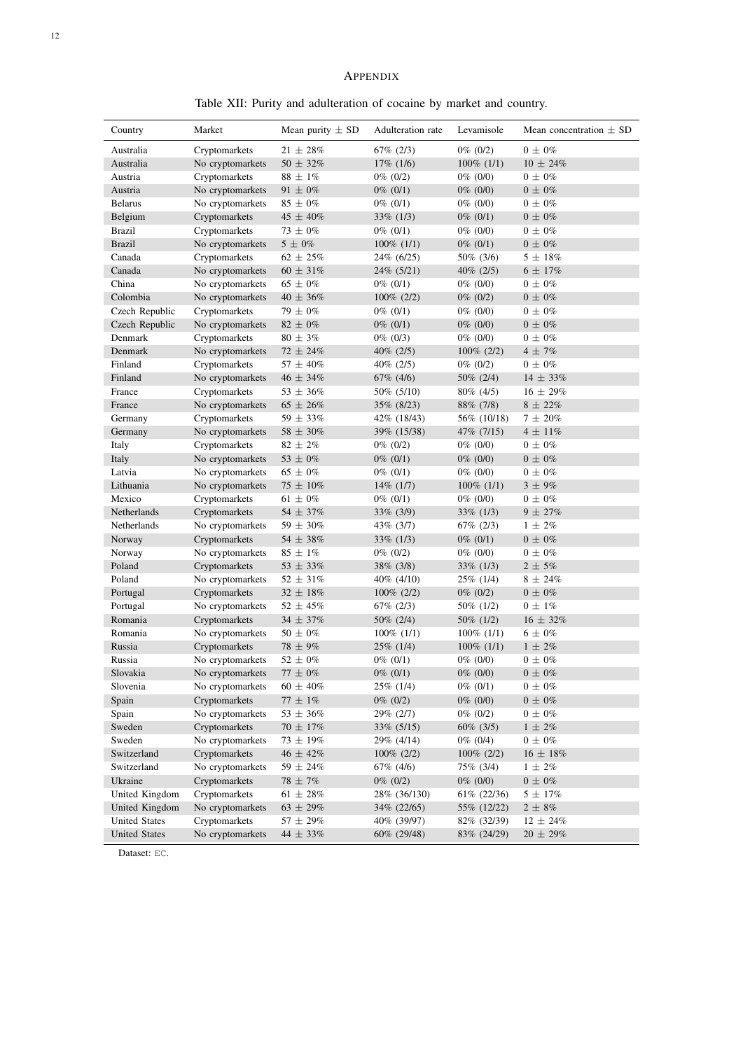## APPENDIX

Table XII: Purity and adulteration of cocaine by market and country.

| Country | Market | Mean purity ± SD | Adulteration rate | Levamisole | Mean concentration ± SD |
|---|---|---|---|---|---|
| Australia | Cryptomarkets | 21 ± 28% | 67% (2/3) | 0% (0/2) | 0 ± 0% |
| Australia | No cryptomarkets | 50 ± 32% | 17% (1/6) | 100% (1/1) | 10 ± 24% |
| Austria | Cryptomarkets | 88 ± 1% | 0% (0/2) | 0% (0/0) | 0 ± 0% |
| Austria | No cryptomarkets | 91 ± 0% | 0% (0/1) | 0% (0/0) | 0 ± 0% |
| Belarus | No cryptomarkets | 85 ± 0% | 0% (0/1) | 0% (0/0) | 0 ± 0% |
| Belgium | Cryptomarkets | 45 ± 40% | 33% (1/3) | 0% (0/1) | 0 ± 0% |
| Brazil | Cryptomarkets | 73 ± 0% | 0% (0/1) | 0% (0/0) | 0 ± 0% |
| Brazil | No cryptomarkets | 5 ± 0% | 100% (1/1) | 0% (0/1) | 0 ± 0% |
| Canada | Cryptomarkets | 62 ± 25% | 24% (6/25) | 50% (3/6) | 5 ± 18% |
| Canada | No cryptomarkets | 60 ± 31% | 24% (5/21) | 40% (2/5) | 6 ± 17% |
| China | No cryptomarkets | 65 ± 0% | 0% (0/1) | 0% (0/0) | 0 ± 0% |
| Colombia | No cryptomarkets | 40 ± 36% | 100% (2/2) | 0% (0/2) | 0 ± 0% |
| Czech Republic | Cryptomarkets | 79 ± 0% | 0% (0/1) | 0% (0/0) | 0 ± 0% |
| Czech Republic | No cryptomarkets | 82 ± 0% | 0% (0/1) | 0% (0/0) | 0 ± 0% |
| Denmark | Cryptomarkets | 80 ± 3% | 0% (0/3) | 0% (0/0) | 0 ± 0% |
| Denmark | No cryptomarkets | 72 ± 24% | 40% (2/5) | 100% (2/2) | 4 ± 7% |
| Finland | Cryptomarkets | 57 ± 40% | 40% (2/5) | 0% (0/2) | 0 ± 0% |
| Finland | No cryptomarkets | 46 ± 34% | 67% (4/6) | 50% (2/4) | 14 ± 33% |
| France | Cryptomarkets | 53 ± 36% | 50% (5/10) | 80% (4/5) | 16 ± 29% |
| France | No cryptomarkets | 65 ± 26% | 35% (8/23) | 88% (7/8) | 8 ± 22% |
| Germany | Cryptomarkets | 59 ± 33% | 42% (18/43) | 56% (10/18) | 7 ± 20% |
| Germany | No cryptomarkets | 58 ± 30% | 39% (15/38) | 47% (7/15) | 4 ± 11% |
| Italy | Cryptomarkets | 82 ± 2% | 0% (0/2) | 0% (0/0) | 0 ± 0% |
| Italy | No cryptomarkets | 53 ± 0% | 0% (0/1) | 0% (0/0) | 0 ± 0% |
| Latvia | No cryptomarkets | 65 ± 0% | 0% (0/1) | 0% (0/0) | 0 ± 0% |
| Lithuania | No cryptomarkets | 75 ± 10% | 14% (1/7) | 100% (1/1) | 3 ± 9% |
| Mexico | Cryptomarkets | 61 ± 0% | 0% (0/1) | 0% (0/0) | 0 ± 0% |
| Netherlands | Cryptomarkets | 54 ± 37% | 33% (3/9) | 33% (1/3) | 9 ± 27% |
| Netherlands | No cryptomarkets | 59 ± 30% | 43% (3/7) | 67% (2/3) | 1 ± 2% |
| Norway | Cryptomarkets | 54 ± 38% | 33% (1/3) | 0% (0/1) | 0 ± 0% |
| Norway | No cryptomarkets | 85 ± 1% | 0% (0/2) | 0% (0/0) | 0 ± 0% |
| Poland | Cryptomarkets | 53 ± 33% | 38% (3/8) | 33% (1/3) | 2 ± 5% |
| Poland | No cryptomarkets | 52 ± 31% | 40% (4/10) | 25% (1/4) | 8 ± 24% |
| Portugal | Cryptomarkets | 32 ± 18% | 100% (2/2) | 0% (0/2) | 0 ± 0% |
| Portugal | No cryptomarkets | 52 ± 45% | 67% (2/3) | 50% (1/2) | 0 ± 1% |
| Romania | Cryptomarkets | 34 ± 37% | 50% (2/4) | 50% (1/2) | 16 ± 32% |
| Romania | No cryptomarkets | 50 ± 0% | 100% (1/1) | 100% (1/1) | 6 ± 0% |
| Russia | Cryptomarkets | 78 ± 9% | 25% (1/4) | 100% (1/1) | 1 ± 2% |
| Russia | No cryptomarkets | 52 ± 0% | 0% (0/1) | 0% (0/0) | 0 ± 0% |
| Slovakia | No cryptomarkets | 77 ± 0% | 0% (0/1) | 0% (0/0) | 0 ± 0% |
| Slovenia | No cryptomarkets | 60 ± 40% | 25% (1/4) | 0% (0/1) | 0 ± 0% |
| Spain | Cryptomarkets | 77 ± 1% | 0% (0/2) | 0% (0/0) | 0 ± 0% |
| Spain | No cryptomarkets | 53 ± 36% | 29% (2/7) | 0% (0/2) | 0 ± 0% |
| Sweden | Cryptomarkets | 70 ± 17% | 33% (5/15) | 60% (3/5) | 1 ± 2% |
| Sweden | No cryptomarkets | 73 ± 19% | 29% (4/14) | 0% (0/4) | 0 ± 0% |
| Switzerland | Cryptomarkets | 46 ± 42% | 100% (2/2) | 100% (2/2) | 16 ± 18% |
| Switzerland | No cryptomarkets | 59 ± 24% | 67% (4/6) | 75% (3/4) | 1 ± 2% |
| Ukraine | Cryptomarkets | 78 ± 7% | 0% (0/2) | 0% (0/0) | 0 ± 0% |
| United Kingdom | Cryptomarkets | 61 ± 28% | 28% (36/130) | 61% (22/36) | 5 ± 17% |
| United Kingdom | No cryptomarkets | 63 ± 29% | 34% (22/65) | 55% (12/22) | 2 ± 8% |
| United States | Cryptomarkets | 57 ± 29% | 40% (39/97) | 82% (32/39) | 12 ± 24% |
| United States | No cryptomarkets | 44 ± 33% | 60% (29/48) | 83% (24/29) | 20 ± 29% |

Dataset: EC.